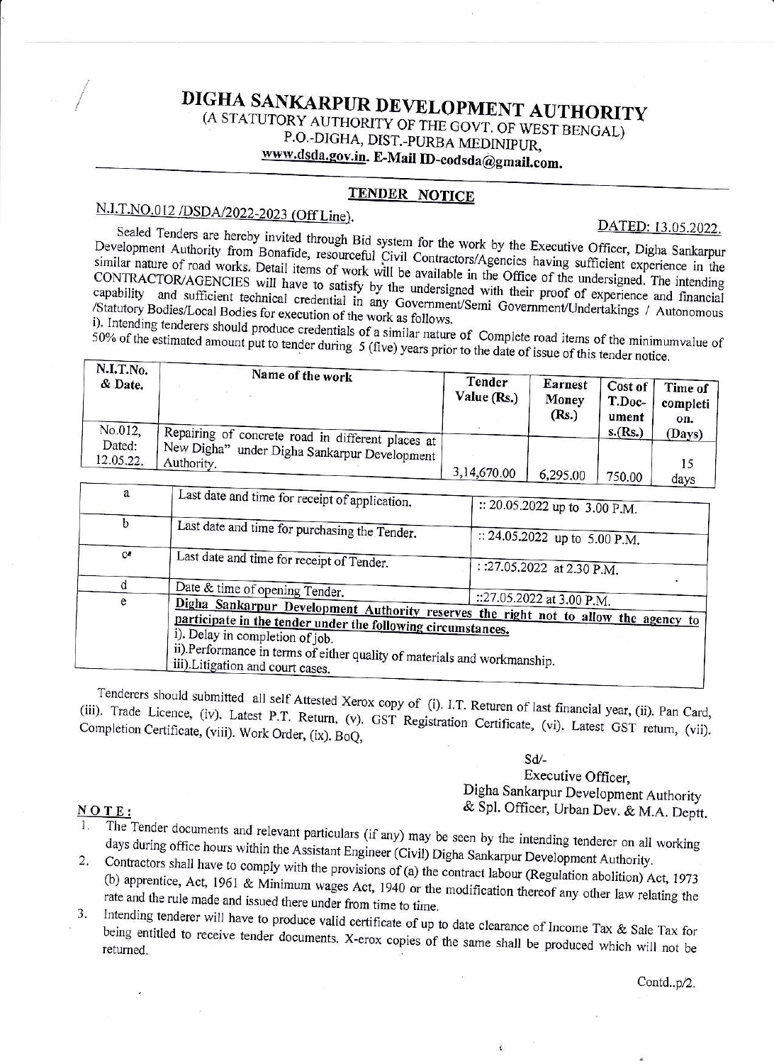# DIGHA SANKARPUR DEVELOPMENT AUTHORITY

(A STATUTORY AUTHORITY OF THE GOVT. OF WEST BENGAL)
P.O.-DIGHA, DIST.-PURBA MEDINIPUR,
**www.dsda.gov.in. E-Mail ID-eodsda@gmail.com.**

## TENDER NOTICE

**N.I.T.NO.012 /DSDA/2022-2023 (Off Line).** **DATED: 13.05.2022.**

Sealed Tenders are hereby invited through Bid system for the work by the Executive Officer, Digha Sankarpur Development Authority from Bonafide, resourceful Civil Contractors/Agencies having sufficient experience in the similar nature of road works. Detail items of work will be available in the Office of the undersigned. The intending CONTRACTOR/AGENCIES will have to satisfy by the undersigned with their proof of experience and financial capability and sufficient technical credential in any Government/Semi Government/Undertakings / Autonomous /Statutory Bodies/Local Bodies for execution of the work as follows.

i). Intending tenderers should produce credentials of a similar nature of Complete road items of the minimumvalue of 50% of the estimated amount put to tender during 5 (five) years prior to the date of issue of this tender notice.

| N.I.T.No. & Date. | Name of the work | Tender Value (Rs.) | Earnest Money (Rs.) | Cost of T.Doc-ument s.(Rs.) | Time of completi on. (Days) |
|---|---|---|---|---|---|
| No.012, Dated: 12.05.22. | Repairing of concrete road in different places at New Digha" under Digha Sankarpur Development Authority. | 3,14,670.00 | 6,295.00 | 750.00 | 15 days |

| | | |
|---|---|---|
| a | Last date and time for receipt of application. | :: 20.05.2022 up to 3.00 P.M. |
| b | Last date and time for purchasing the Tender. | :: 24.05.2022 up to 5.00 P.M. |
| c | Last date and time for receipt of Tender. | : :27.05.2022 at 2.30 P.M. |
| d | Date & time of opening Tender. | ::27.05.2022 at 3.00 P.M. |
| e | **Digha Sankarpur Development Authority reserves the right not to allow the agency to participate in the tender under the following circumstances.**<br>i). Delay in completion of job.<br>ii).Performance in terms of either quality of materials and workmanship.<br>iii).Litigation and court cases. | |

Tenderers should submitted all self Attested Xerox copy of (i). I.T. Returen of last financial year, (ii). Pan Card, (iii). Trade Licence, (iv). Latest P.T. Return, (v). GST Registration Certificate, (vi). Latest GST return, (vii). Completion Certificate, (viii). Work Order, (ix). BoQ,

Sd/-
Executive Officer,
Digha Sankarpur Development Authority
& Spl. Officer, Urban Dev. & M.A. Deptt.

**NOTE:**

1. The Tender documents and relevant particulars (if any) may be seen by the intending tenderer on all working days during office hours within the Assistant Engineer (Civil) Digha Sankarpur Development Authority.
2. Contractors shall have to comply with the provisions of (a) the contract labour (Regulation abolition) Act, 1973 (b) apprentice, Act, 1961 & Minimum wages Act, 1940 or the modification thereof any other law relating the rate and the rule made and issued there under from time to time.
3. Intending tenderer will have to produce valid certificate of up to date clearance of Income Tax & Sale Tax for being entitled to receive tender documents. X-erox copies of the same shall be produced which will not be returned.

Contd..p/2.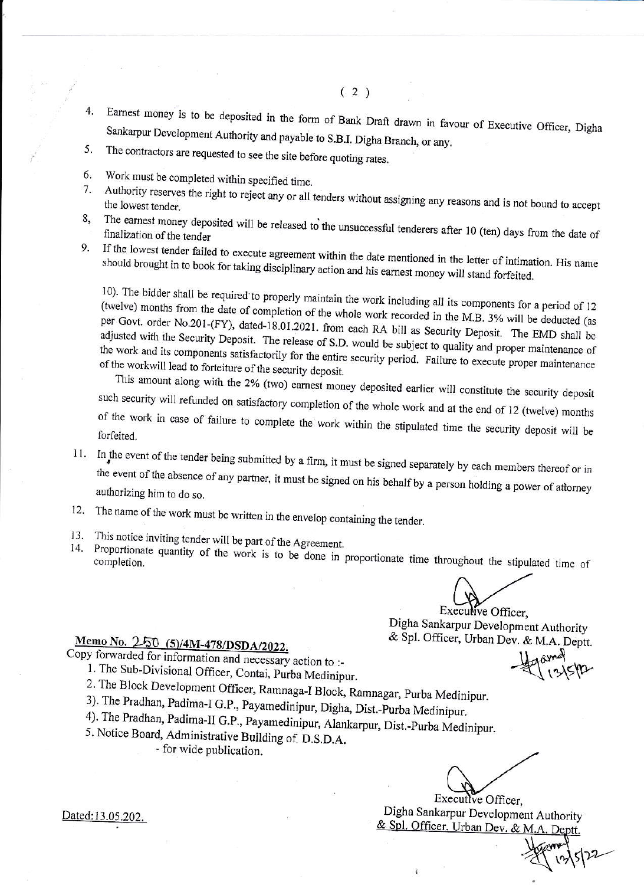4. Earnest money is to be deposited in the form of Bank Draft drawn in favour of Executive Officer, Digha Sankarpur Development Authority and payable to S.B.I. Digha Branch, or any.
5. The contractors are requested to see the site before quoting rates.
6. Work must be completed within specified time.
7. Authority reserves the right to reject any or all tenders without assigning any reasons and is not bound to accept the lowest tender.
8. The earnest money deposited will be released to the unsuccessful tenderers after 10 (ten) days from the date of finalization of the tender
9. If the lowest tender failed to execute agreement within the date mentioned in the letter of intimation. His name should brought in to book for taking disciplinary action and his earnest money will stand forfeited.

10). The bidder shall be required to properly maintain the work including all its components for a period of 12 (twelve) months from the date of completion of the whole work recorded in the M.B. 3% will be deducted (as per Govt. order No.201-(FY), dated-18.01.2021. from each RA bill as Security Deposit. The EMD shall be adjusted with the Security Deposit. The release of S.D. would be subject to quality and proper maintenance of the work and its components satisfactorily for the entire security period. Failure to execute proper maintenance of the workwill lead to forteiture of the security deposit.

This amount along with the 2% (two) earnest money deposited earlier will constitute the security deposit such security will refunded on satisfactory completion of the whole work and at the end of 12 (twelve) months of the work in case of failure to complete the work within the stipulated time the security deposit will be forfeited.

11. In the event of the tender being submitted by a firm, it must be signed separately by each members thereof or in the event of the absence of any partner, it must be signed on his behalf by a person holding a power of attorney authorizing him to do so.
12. The name of the work must be written in the envelop containing the tender.
13. This notice inviting tender will be part of the Agreement.
14. Proportionate quantity of the work is to be done in proportionate time throughout the stipulated time of completion.

Executive Officer,
Digha Sankarpur Development Authority
& Spl. Officer, Urban Dev. & M.A. Deptt.
13/5/22

**Memo No. 250 (5)/4M-478/DSDA/2022.**

Copy forwarded for information and necessary action to :-

1. The Sub-Divisional Officer, Contai, Purba Medinipur.
2. The Block Development Officer, Ramnaga-I Block, Ramnagar, Purba Medinipur.
3). The Pradhan, Padima-I G.P., Payamedinipur, Digha, Dist.-Purba Medinipur.
4). The Pradhan, Padima-II G.P., Payamedinipur, Alankarpur, Dist.-Purba Medinipur.
5. Notice Board, Administrative Building of D.S.D.A.

- for wide publication.

Dated:13.05.202.

Executive Officer,
Digha Sankarpur Development Authority
& Spl. Officer, Urban Dev. & M.A. Deptt.
13/5/22